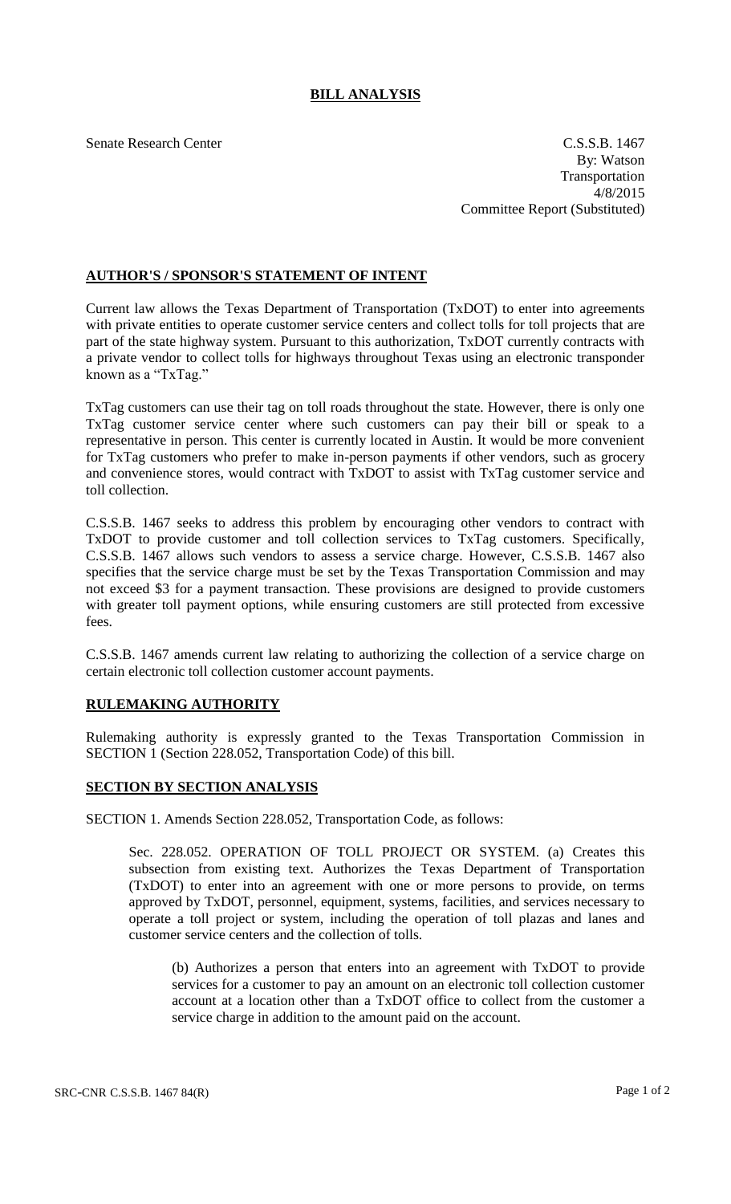# BILL ANALYSIS

Senate Research Center

C.S.S.B. 1467
By: Watson
Transportation
4/8/2015
Committee Report (Substituted)

## AUTHOR'S / SPONSOR'S STATEMENT OF INTENT

Current law allows the Texas Department of Transportation (TxDOT) to enter into agreements with private entities to operate customer service centers and collect tolls for toll projects that are part of the state highway system. Pursuant to this authorization, TxDOT currently contracts with a private vendor to collect tolls for highways throughout Texas using an electronic transponder known as a "TxTag."

TxTag customers can use their tag on toll roads throughout the state. However, there is only one TxTag customer service center where such customers can pay their bill or speak to a representative in person. This center is currently located in Austin. It would be more convenient for TxTag customers who prefer to make in-person payments if other vendors, such as grocery and convenience stores, would contract with TxDOT to assist with TxTag customer service and toll collection.

C.S.S.B. 1467 seeks to address this problem by encouraging other vendors to contract with TxDOT to provide customer and toll collection services to TxTag customers. Specifically, C.S.S.B. 1467 allows such vendors to assess a service charge. However, C.S.S.B. 1467 also specifies that the service charge must be set by the Texas Transportation Commission and may not exceed $3 for a payment transaction. These provisions are designed to provide customers with greater toll payment options, while ensuring customers are still protected from excessive fees.

C.S.S.B. 1467 amends current law relating to authorizing the collection of a service charge on certain electronic toll collection customer account payments.

## RULEMAKING AUTHORITY

Rulemaking authority is expressly granted to the Texas Transportation Commission in SECTION 1 (Section 228.052, Transportation Code) of this bill.

## SECTION BY SECTION ANALYSIS

SECTION 1. Amends Section 228.052, Transportation Code, as follows:

Sec. 228.052. OPERATION OF TOLL PROJECT OR SYSTEM. (a) Creates this subsection from existing text. Authorizes the Texas Department of Transportation (TxDOT) to enter into an agreement with one or more persons to provide, on terms approved by TxDOT, personnel, equipment, systems, facilities, and services necessary to operate a toll project or system, including the operation of toll plazas and lanes and customer service centers and the collection of tolls.

(b) Authorizes a person that enters into an agreement with TxDOT to provide services for a customer to pay an amount on an electronic toll collection customer account at a location other than a TxDOT office to collect from the customer a service charge in addition to the amount paid on the account.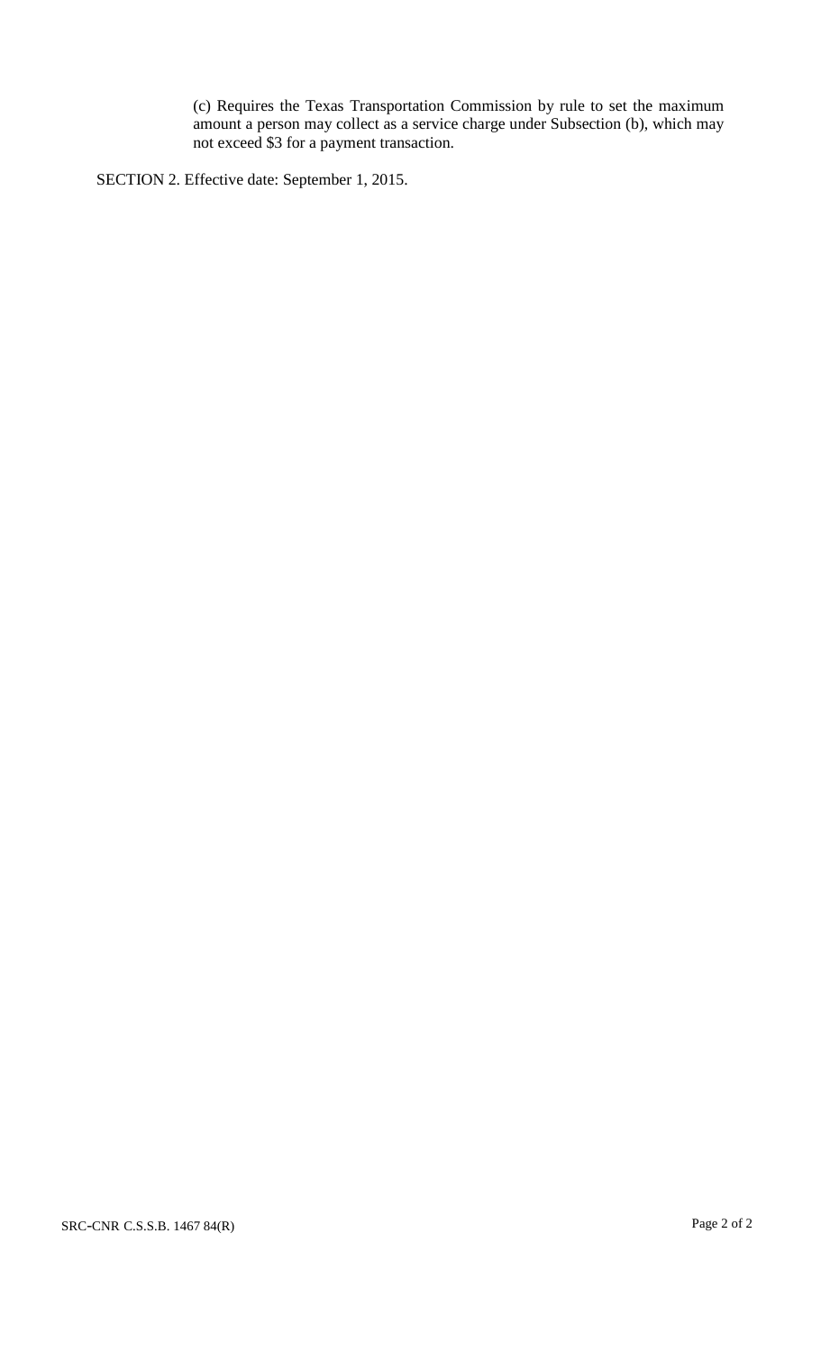(c) Requires the Texas Transportation Commission by rule to set the maximum amount a person may collect as a service charge under Subsection (b), which may not exceed $3 for a payment transaction.

SECTION 2. Effective date: September 1, 2015.